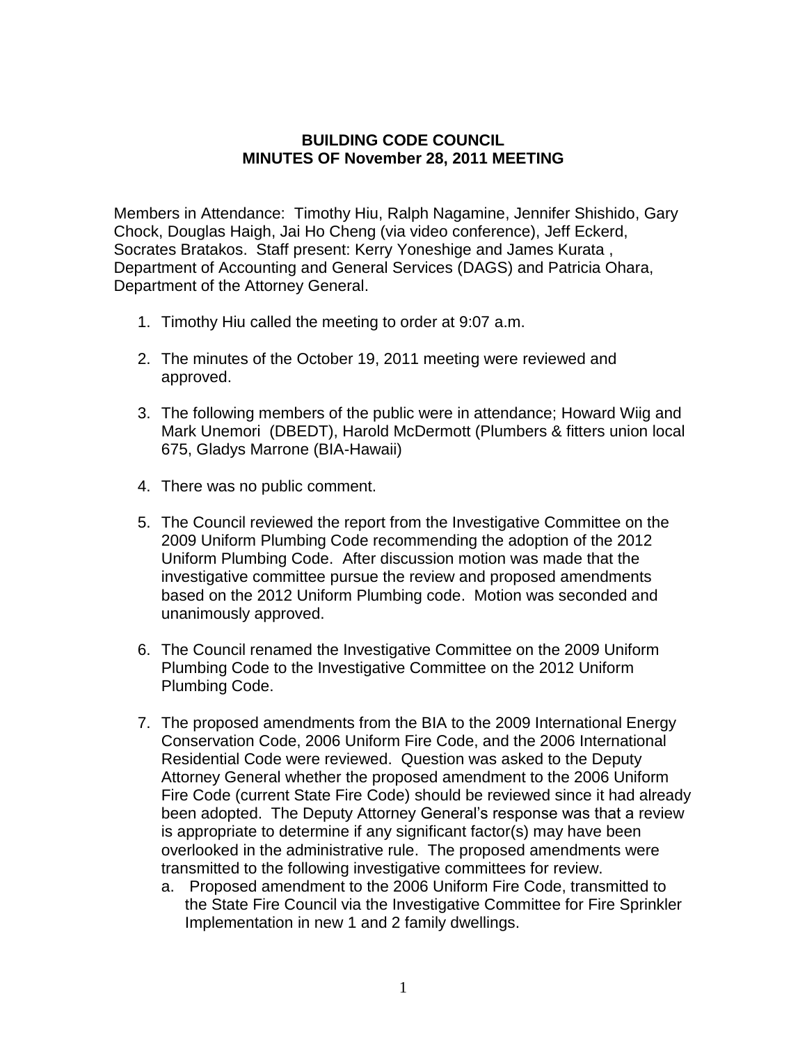# BUILDING CODE COUNCIL
## MINUTES OF November 28, 2011 MEETING

Members in Attendance: Timothy Hiu, Ralph Nagamine, Jennifer Shishido, Gary Chock, Douglas Haigh, Jai Ho Cheng (via video conference), Jeff Eckerd, Socrates Bratakos. Staff present: Kerry Yoneshige and James Kurata , Department of Accounting and General Services (DAGS) and Patricia Ohara, Department of the Attorney General.

1. Timothy Hiu called the meeting to order at 9:07 a.m.

2. The minutes of the October 19, 2011 meeting were reviewed and approved.

3. The following members of the public were in attendance; Howard Wiig and Mark Unemori (DBEDT), Harold McDermott (Plumbers & fitters union local 675, Gladys Marrone (BIA-Hawaii)

4. There was no public comment.

5. The Council reviewed the report from the Investigative Committee on the 2009 Uniform Plumbing Code recommending the adoption of the 2012 Uniform Plumbing Code. After discussion motion was made that the investigative committee pursue the review and proposed amendments based on the 2012 Uniform Plumbing code. Motion was seconded and unanimously approved.

6. The Council renamed the Investigative Committee on the 2009 Uniform Plumbing Code to the Investigative Committee on the 2012 Uniform Plumbing Code.

7. The proposed amendments from the BIA to the 2009 International Energy Conservation Code, 2006 Uniform Fire Code, and the 2006 International Residential Code were reviewed. Question was asked to the Deputy Attorney General whether the proposed amendment to the 2006 Uniform Fire Code (current State Fire Code) should be reviewed since it had already been adopted. The Deputy Attorney General's response was that a review is appropriate to determine if any significant factor(s) may have been overlooked in the administrative rule. The proposed amendments were transmitted to the following investigative committees for review.
   a. Proposed amendment to the 2006 Uniform Fire Code, transmitted to the State Fire Council via the Investigative Committee for Fire Sprinkler Implementation in new 1 and 2 family dwellings.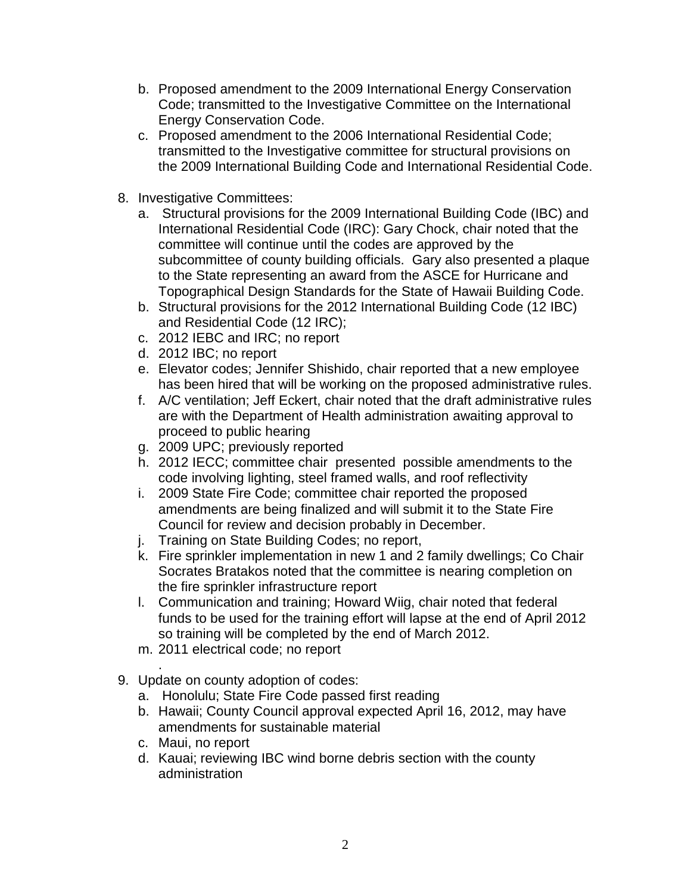b. Proposed amendment to the 2009 International Energy Conservation Code; transmitted to the Investigative Committee on the International Energy Conservation Code.
   c. Proposed amendment to the 2006 International Residential Code; transmitted to the Investigative committee for structural provisions on the 2009 International Building Code and International Residential Code.

8. Investigative Committees:
   a. Structural provisions for the 2009 International Building Code (IBC) and International Residential Code (IRC): Gary Chock, chair noted that the committee will continue until the codes are approved by the subcommittee of county building officials. Gary also presented a plaque to the State representing an award from the ASCE for Hurricane and Topographical Design Standards for the State of Hawaii Building Code.
   b. Structural provisions for the 2012 International Building Code (12 IBC) and Residential Code (12 IRC);
   c. 2012 IEBC and IRC; no report
   d. 2012 IBC; no report
   e. Elevator codes; Jennifer Shishido, chair reported that a new employee has been hired that will be working on the proposed administrative rules.
   f. A/C ventilation; Jeff Eckert, chair noted that the draft administrative rules are with the Department of Health administration awaiting approval to proceed to public hearing
   g. 2009 UPC; previously reported
   h. 2012 IECC; committee chair presented possible amendments to the code involving lighting, steel framed walls, and roof reflectivity
   i. 2009 State Fire Code; committee chair reported the proposed amendments are being finalized and will submit it to the State Fire Council for review and decision probably in December.
   j. Training on State Building Codes; no report,
   k. Fire sprinkler implementation in new 1 and 2 family dwellings; Co Chair Socrates Bratakos noted that the committee is nearing completion on the fire sprinkler infrastructure report
   l. Communication and training; Howard Wiig, chair noted that federal funds to be used for the training effort will lapse at the end of April 2012 so training will be completed by the end of March 2012.
   m. 2011 electrical code; no report

9. Update on county adoption of codes:
   a. Honolulu; State Fire Code passed first reading
   b. Hawaii; County Council approval expected April 16, 2012, may have amendments for sustainable material
   c. Maui, no report
   d. Kauai; reviewing IBC wind borne debris section with the county administration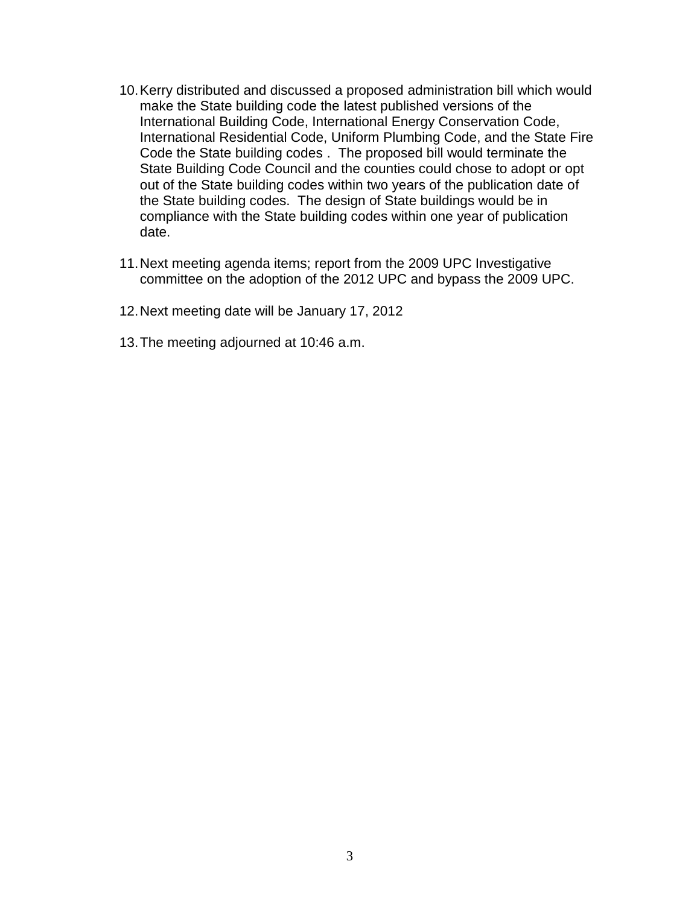10. Kerry distributed and discussed a proposed administration bill which would make the State building code the latest published versions of the International Building Code, International Energy Conservation Code, International Residential Code, Uniform Plumbing Code, and the State Fire Code the State building codes . The proposed bill would terminate the State Building Code Council and the counties could chose to adopt or opt out of the State building codes within two years of the publication date of the State building codes. The design of State buildings would be in compliance with the State building codes within one year of publication date.

11. Next meeting agenda items; report from the 2009 UPC Investigative committee on the adoption of the 2012 UPC and bypass the 2009 UPC.

12. Next meeting date will be January 17, 2012

13. The meeting adjourned at 10:46 a.m.